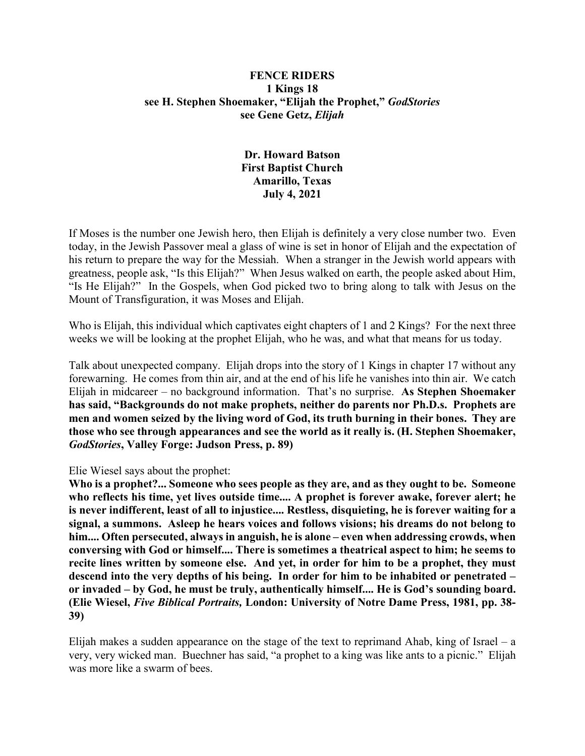# FENCE RIDERS

**1 Kings 18**
**see H. Stephen Shoemaker, "Elijah the Prophet," *GodStories***
**see Gene Getz, *Elijah***

**Dr. Howard Batson**
**First Baptist Church**
**Amarillo, Texas**
**July 4, 2021**

If Moses is the number one Jewish hero, then Elijah is definitely a very close number two. Even today, in the Jewish Passover meal a glass of wine is set in honor of Elijah and the expectation of his return to prepare the way for the Messiah. When a stranger in the Jewish world appears with greatness, people ask, "Is this Elijah?" When Jesus walked on earth, the people asked about Him, "Is He Elijah?" In the Gospels, when God picked two to bring along to talk with Jesus on the Mount of Transfiguration, it was Moses and Elijah.

Who is Elijah, this individual which captivates eight chapters of 1 and 2 Kings? For the next three weeks we will be looking at the prophet Elijah, who he was, and what that means for us today.

Talk about unexpected company. Elijah drops into the story of 1 Kings in chapter 17 without any forewarning. He comes from thin air, and at the end of his life he vanishes into thin air. We catch Elijah in midcareer – no background information. That's no surprise. **As Stephen Shoemaker has said, "Backgrounds do not make prophets, neither do parents nor Ph.D.s. Prophets are men and women seized by the living word of God, its truth burning in their bones. They are those who see through appearances and see the world as it really is. (H. Stephen Shoemaker, *GodStories*, Valley Forge: Judson Press, p. 89)**

Elie Wiesel says about the prophet:

**Who is a prophet?... Someone who sees people as they are, and as they ought to be. Someone who reflects his time, yet lives outside time.... A prophet is forever awake, forever alert; he is never indifferent, least of all to injustice.... Restless, disquieting, he is forever waiting for a signal, a summons. Asleep he hears voices and follows visions; his dreams do not belong to him.... Often persecuted, always in anguish, he is alone – even when addressing crowds, when conversing with God or himself.... There is sometimes a theatrical aspect to him; he seems to recite lines written by someone else. And yet, in order for him to be a prophet, they must descend into the very depths of his being. In order for him to be inhabited or penetrated – or invaded – by God, he must be truly, authentically himself.... He is God's sounding board. (Elie Wiesel, *Five Biblical Portraits,* London: University of Notre Dame Press, 1981, pp. 38-39)**

Elijah makes a sudden appearance on the stage of the text to reprimand Ahab, king of Israel – a very, very wicked man. Buechner has said, "a prophet to a king was like ants to a picnic." Elijah was more like a swarm of bees.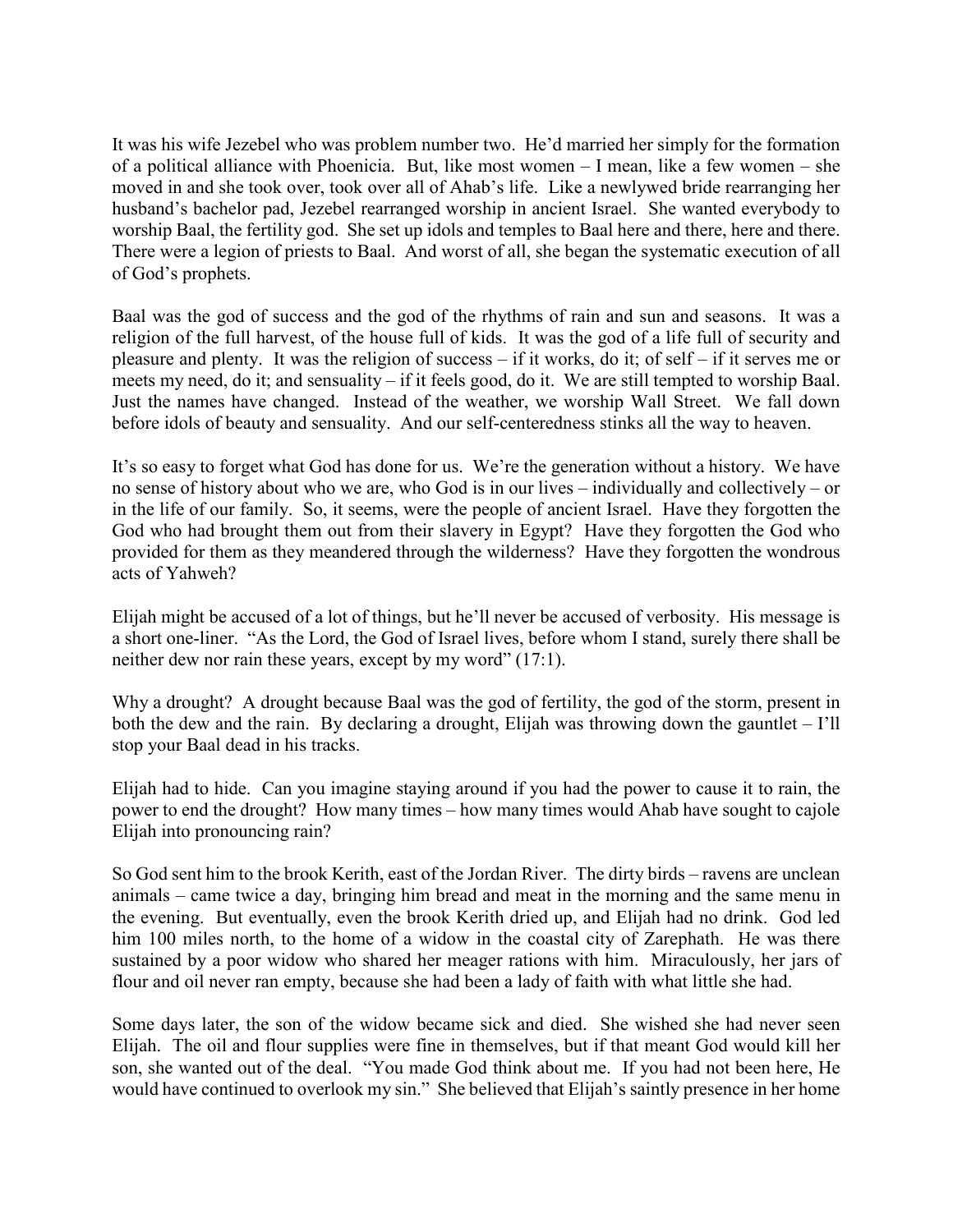It was his wife Jezebel who was problem number two. He'd married her simply for the formation of a political alliance with Phoenicia. But, like most women – I mean, like a few women – she moved in and she took over, took over all of Ahab's life. Like a newlywed bride rearranging her husband's bachelor pad, Jezebel rearranged worship in ancient Israel. She wanted everybody to worship Baal, the fertility god. She set up idols and temples to Baal here and there, here and there. There were a legion of priests to Baal. And worst of all, she began the systematic execution of all of God's prophets.

Baal was the god of success and the god of the rhythms of rain and sun and seasons. It was a religion of the full harvest, of the house full of kids. It was the god of a life full of security and pleasure and plenty. It was the religion of success – if it works, do it; of self – if it serves me or meets my need, do it; and sensuality – if it feels good, do it. We are still tempted to worship Baal. Just the names have changed. Instead of the weather, we worship Wall Street. We fall down before idols of beauty and sensuality. And our self-centeredness stinks all the way to heaven.

It's so easy to forget what God has done for us. We're the generation without a history. We have no sense of history about who we are, who God is in our lives – individually and collectively – or in the life of our family. So, it seems, were the people of ancient Israel. Have they forgotten the God who had brought them out from their slavery in Egypt? Have they forgotten the God who provided for them as they meandered through the wilderness? Have they forgotten the wondrous acts of Yahweh?

Elijah might be accused of a lot of things, but he'll never be accused of verbosity. His message is a short one-liner. "As the Lord, the God of Israel lives, before whom I stand, surely there shall be neither dew nor rain these years, except by my word" (17:1).

Why a drought? A drought because Baal was the god of fertility, the god of the storm, present in both the dew and the rain. By declaring a drought, Elijah was throwing down the gauntlet – I'll stop your Baal dead in his tracks.

Elijah had to hide. Can you imagine staying around if you had the power to cause it to rain, the power to end the drought? How many times – how many times would Ahab have sought to cajole Elijah into pronouncing rain?

So God sent him to the brook Kerith, east of the Jordan River. The dirty birds – ravens are unclean animals – came twice a day, bringing him bread and meat in the morning and the same menu in the evening. But eventually, even the brook Kerith dried up, and Elijah had no drink. God led him 100 miles north, to the home of a widow in the coastal city of Zarephath. He was there sustained by a poor widow who shared her meager rations with him. Miraculously, her jars of flour and oil never ran empty, because she had been a lady of faith with what little she had.

Some days later, the son of the widow became sick and died. She wished she had never seen Elijah. The oil and flour supplies were fine in themselves, but if that meant God would kill her son, she wanted out of the deal. "You made God think about me. If you had not been here, He would have continued to overlook my sin." She believed that Elijah's saintly presence in her home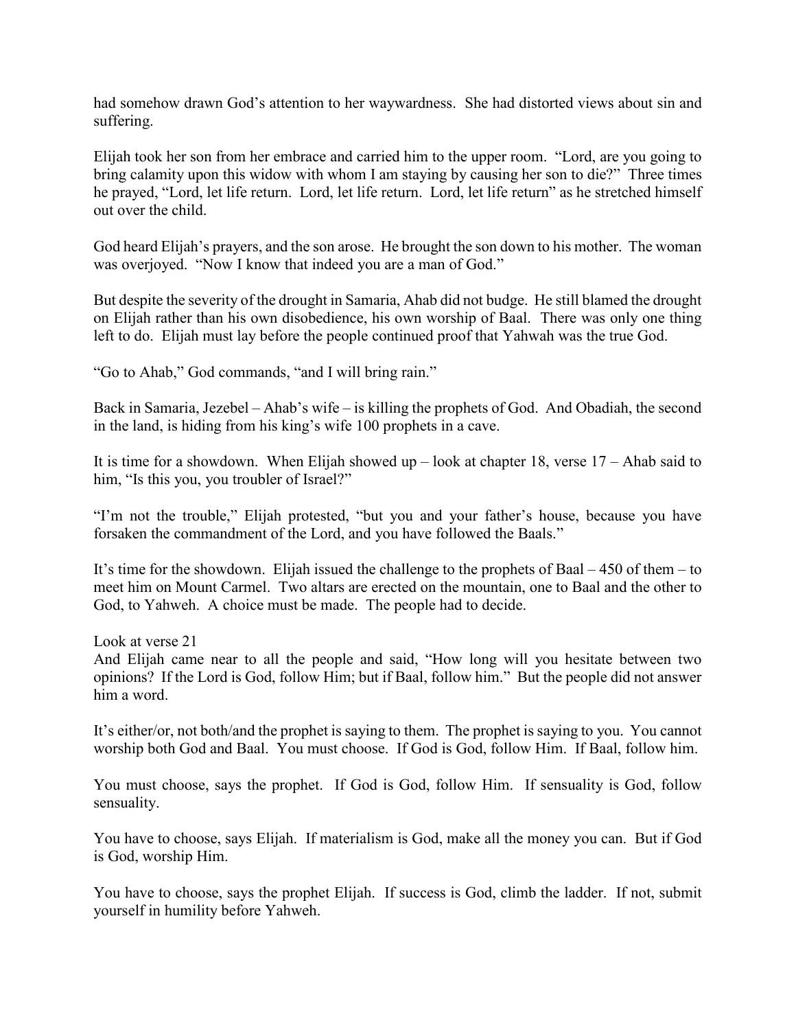had somehow drawn God's attention to her waywardness. She had distorted views about sin and suffering.

Elijah took her son from her embrace and carried him to the upper room. "Lord, are you going to bring calamity upon this widow with whom I am staying by causing her son to die?" Three times he prayed, "Lord, let life return. Lord, let life return. Lord, let life return" as he stretched himself out over the child.

God heard Elijah's prayers, and the son arose. He brought the son down to his mother. The woman was overjoyed. "Now I know that indeed you are a man of God."

But despite the severity of the drought in Samaria, Ahab did not budge. He still blamed the drought on Elijah rather than his own disobedience, his own worship of Baal. There was only one thing left to do. Elijah must lay before the people continued proof that Yahwah was the true God.

"Go to Ahab," God commands, "and I will bring rain."

Back in Samaria, Jezebel – Ahab's wife – is killing the prophets of God. And Obadiah, the second in the land, is hiding from his king's wife 100 prophets in a cave.

It is time for a showdown. When Elijah showed up – look at chapter 18, verse 17 – Ahab said to him, "Is this you, you troubler of Israel?"

"I'm not the trouble," Elijah protested, "but you and your father's house, because you have forsaken the commandment of the Lord, and you have followed the Baals."

It's time for the showdown. Elijah issued the challenge to the prophets of Baal – 450 of them – to meet him on Mount Carmel. Two altars are erected on the mountain, one to Baal and the other to God, to Yahweh. A choice must be made. The people had to decide.

Look at verse 21
And Elijah came near to all the people and said, "How long will you hesitate between two opinions? If the Lord is God, follow Him; but if Baal, follow him." But the people did not answer him a word.

It's either/or, not both/and the prophet is saying to them. The prophet is saying to you. You cannot worship both God and Baal. You must choose. If God is God, follow Him. If Baal, follow him.

You must choose, says the prophet. If God is God, follow Him. If sensuality is God, follow sensuality.

You have to choose, says Elijah. If materialism is God, make all the money you can. But if God is God, worship Him.

You have to choose, says the prophet Elijah. If success is God, climb the ladder. If not, submit yourself in humility before Yahweh.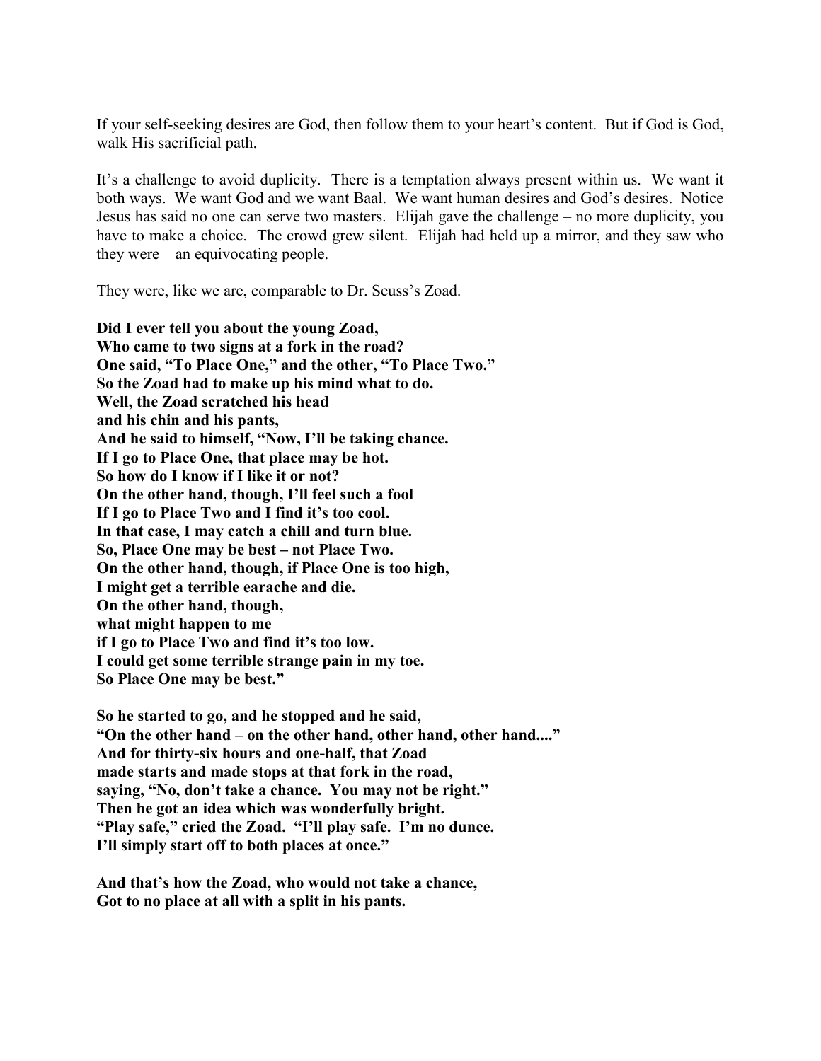If your self-seeking desires are God, then follow them to your heart's content. But if God is God, walk His sacrificial path.

It's a challenge to avoid duplicity. There is a temptation always present within us. We want it both ways. We want God and we want Baal. We want human desires and God's desires. Notice Jesus has said no one can serve two masters. Elijah gave the challenge – no more duplicity, you have to make a choice. The crowd grew silent. Elijah had held up a mirror, and they saw who they were – an equivocating people.

They were, like we are, comparable to Dr. Seuss's Zoad.

**Did I ever tell you about the young Zoad,**
**Who came to two signs at a fork in the road?**
**One said, "To Place One," and the other, "To Place Two."**
**So the Zoad had to make up his mind what to do.**
**Well, the Zoad scratched his head**
**and his chin and his pants,**
**And he said to himself, "Now, I'll be taking chance.**
**If I go to Place One, that place may be hot.**
**So how do I know if I like it or not?**
**On the other hand, though, I'll feel such a fool**
**If I go to Place Two and I find it's too cool.**
**In that case, I may catch a chill and turn blue.**
**So, Place One may be best – not Place Two.**
**On the other hand, though, if Place One is too high,**
**I might get a terrible earache and die.**
**On the other hand, though,**
**what might happen to me**
**if I go to Place Two and find it's too low.**
**I could get some terrible strange pain in my toe.**
**So Place One may be best."**

**So he started to go, and he stopped and he said,**
**"On the other hand – on the other hand, other hand, other hand...."**
**And for thirty-six hours and one-half, that Zoad**
**made starts and made stops at that fork in the road,**
**saying, "No, don't take a chance. You may not be right."**
**Then he got an idea which was wonderfully bright.**
**"Play safe," cried the Zoad. "I'll play safe. I'm no dunce.**
**I'll simply start off to both places at once."**

**And that's how the Zoad, who would not take a chance,**
**Got to no place at all with a split in his pants.**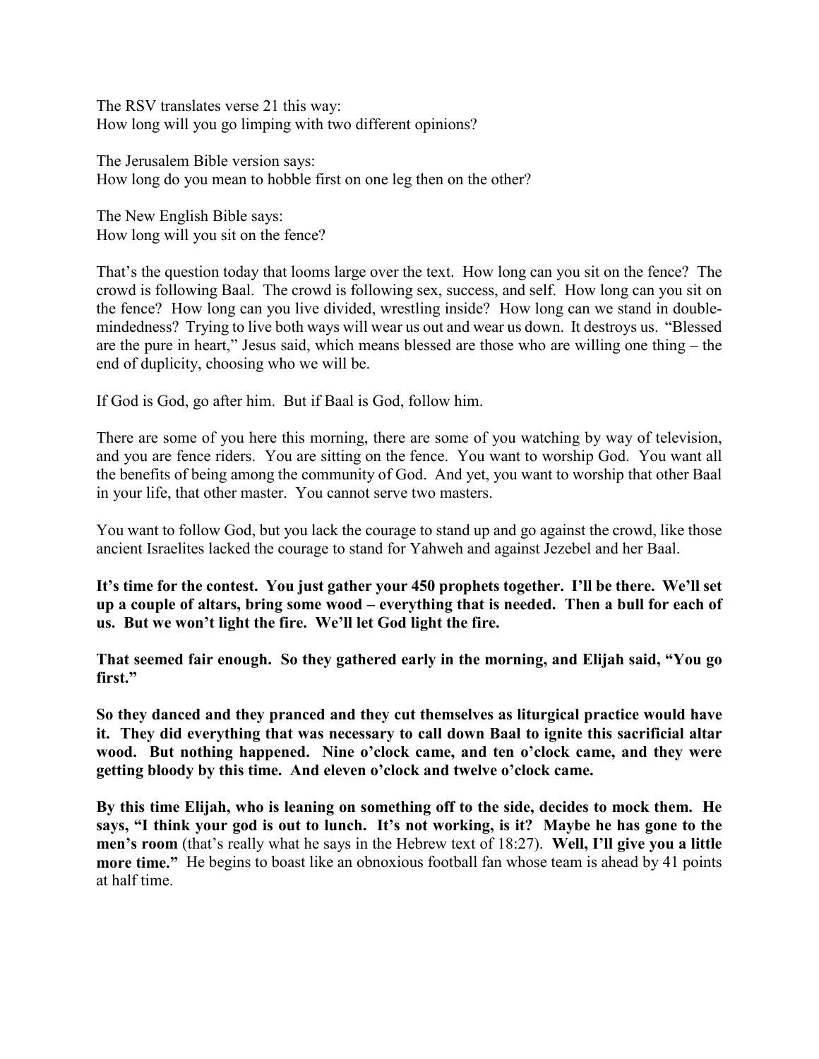The RSV translates verse 21 this way:
How long will you go limping with two different opinions?

The Jerusalem Bible version says:
How long do you mean to hobble first on one leg then on the other?

The New English Bible says:
How long will you sit on the fence?

That's the question today that looms large over the text. How long can you sit on the fence? The crowd is following Baal. The crowd is following sex, success, and self. How long can you sit on the fence? How long can you live divided, wrestling inside? How long can we stand in double-mindedness? Trying to live both ways will wear us out and wear us down. It destroys us. "Blessed are the pure in heart," Jesus said, which means blessed are those who are willing one thing – the end of duplicity, choosing who we will be.

If God is God, go after him. But if Baal is God, follow him.

There are some of you here this morning, there are some of you watching by way of television, and you are fence riders. You are sitting on the fence. You want to worship God. You want all the benefits of being among the community of God. And yet, you want to worship that other Baal in your life, that other master. You cannot serve two masters.

You want to follow God, but you lack the courage to stand up and go against the crowd, like those ancient Israelites lacked the courage to stand for Yahweh and against Jezebel and her Baal.

**It's time for the contest. You just gather your 450 prophets together. I'll be there. We'll set up a couple of altars, bring some wood – everything that is needed. Then a bull for each of us. But we won't light the fire. We'll let God light the fire.**

**That seemed fair enough. So they gathered early in the morning, and Elijah said, "You go first."**

**So they danced and they pranced and they cut themselves as liturgical practice would have it. They did everything that was necessary to call down Baal to ignite this sacrificial altar wood. But nothing happened. Nine o'clock came, and ten o'clock came, and they were getting bloody by this time. And eleven o'clock and twelve o'clock came.**

**By this time Elijah, who is leaning on something off to the side, decides to mock them. He says, "I think your god is out to lunch. It's not working, is it? Maybe he has gone to the men's room** (that's really what he says in the Hebrew text of 18:27). **Well, I'll give you a little more time."** He begins to boast like an obnoxious football fan whose team is ahead by 41 points at half time.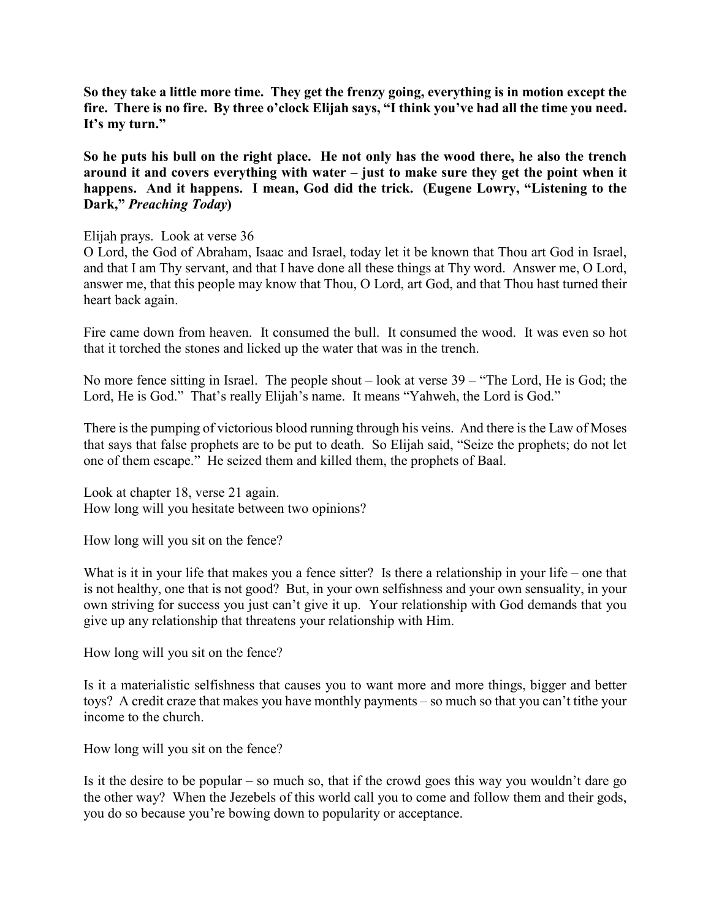**So they take a little more time. They get the frenzy going, everything is in motion except the fire. There is no fire. By three o'clock Elijah says, "I think you've had all the time you need. It's my turn."**

**So he puts his bull on the right place. He not only has the wood there, he also the trench around it and covers everything with water – just to make sure they get the point when it happens. And it happens. I mean, God did the trick. (Eugene Lowry, "Listening to the Dark,"** ***Preaching Today*****)**

Elijah prays. Look at verse 36
O Lord, the God of Abraham, Isaac and Israel, today let it be known that Thou art God in Israel, and that I am Thy servant, and that I have done all these things at Thy word. Answer me, O Lord, answer me, that this people may know that Thou, O Lord, art God, and that Thou hast turned their heart back again.

Fire came down from heaven. It consumed the bull. It consumed the wood. It was even so hot that it torched the stones and licked up the water that was in the trench.

No more fence sitting in Israel. The people shout – look at verse 39 – "The Lord, He is God; the Lord, He is God." That's really Elijah's name. It means "Yahweh, the Lord is God."

There is the pumping of victorious blood running through his veins. And there is the Law of Moses that says that false prophets are to be put to death. So Elijah said, "Seize the prophets; do not let one of them escape." He seized them and killed them, the prophets of Baal.

Look at chapter 18, verse 21 again.
How long will you hesitate between two opinions?

How long will you sit on the fence?

What is it in your life that makes you a fence sitter? Is there a relationship in your life – one that is not healthy, one that is not good? But, in your own selfishness and your own sensuality, in your own striving for success you just can't give it up. Your relationship with God demands that you give up any relationship that threatens your relationship with Him.

How long will you sit on the fence?

Is it a materialistic selfishness that causes you to want more and more things, bigger and better toys? A credit craze that makes you have monthly payments – so much so that you can't tithe your income to the church.

How long will you sit on the fence?

Is it the desire to be popular – so much so, that if the crowd goes this way you wouldn't dare go the other way? When the Jezebels of this world call you to come and follow them and their gods, you do so because you're bowing down to popularity or acceptance.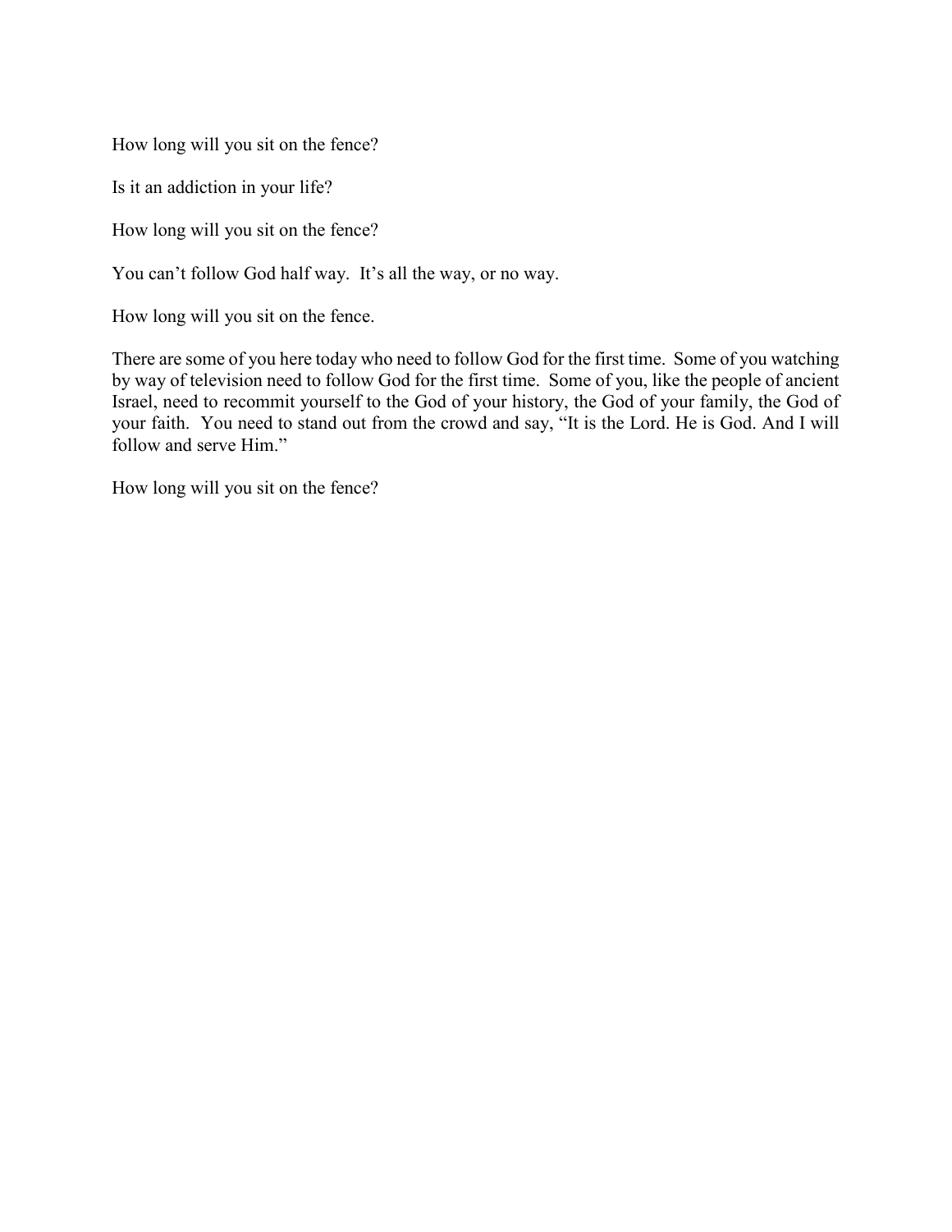How long will you sit on the fence?

Is it an addiction in your life?

How long will you sit on the fence?

You can't follow God half way.  It's all the way, or no way.

How long will you sit on the fence.

There are some of you here today who need to follow God for the first time.  Some of you watching by way of television need to follow God for the first time.  Some of you, like the people of ancient Israel, need to recommit yourself to the God of your history, the God of your family, the God of your faith.  You need to stand out from the crowd and say, "It is the Lord. He is God. And I will follow and serve Him."

How long will you sit on the fence?